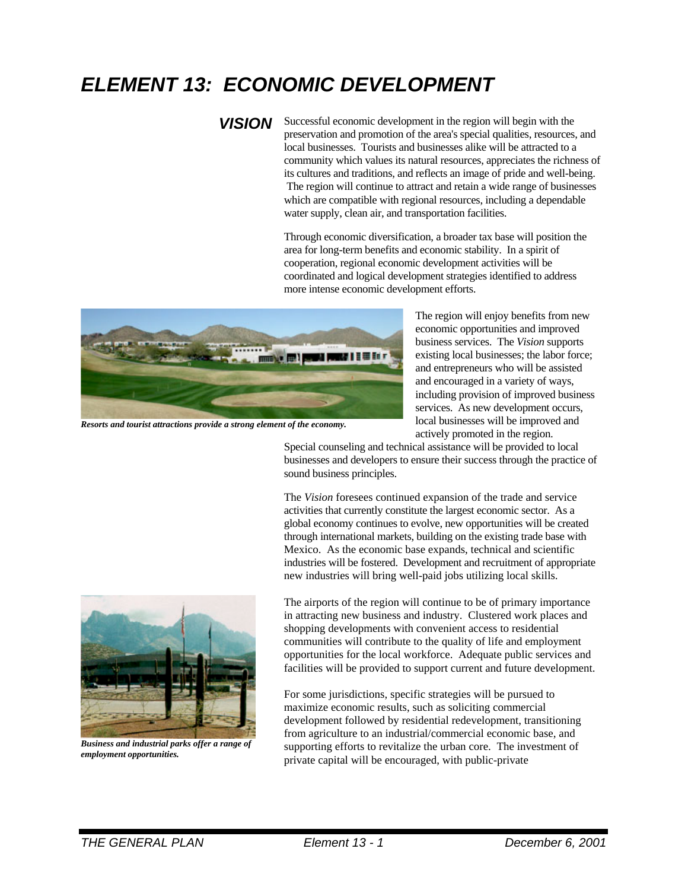# ELEMENT 13: ECONOMIC DEVELOPMENT

## VISION

Successful economic development in the region will begin with the preservation and promotion of the area's special qualities, resources, and local businesses. Tourists and businesses alike will be attracted to a community which values its natural resources, appreciates the richness of its cultures and traditions, and reflects an image of pride and well-being. The region will continue to attract and retain a wide range of businesses which are compatible with regional resources, including a dependable water supply, clean air, and transportation facilities.

Through economic diversification, a broader tax base will position the area for long-term benefits and economic stability. In a spirit of cooperation, regional economic development activities will be coordinated and logical development strategies identified to address more intense economic development efforts.

***Resorts and tourist attractions provide a strong element of the economy.***

The region will enjoy benefits from new economic opportunities and improved business services. The *Vision* supports existing local businesses; the labor force; and entrepreneurs who will be assisted and encouraged in a variety of ways, including provision of improved business services. As new development occurs, local businesses will be improved and actively promoted in the region.

Special counseling and technical assistance will be provided to local businesses and developers to ensure their success through the practice of sound business principles.

The *Vision* foresees continued expansion of the trade and service activities that currently constitute the largest economic sector. As a global economy continues to evolve, new opportunities will be created through international markets, building on the existing trade base with Mexico. As the economic base expands, technical and scientific industries will be fostered. Development and recruitment of appropriate new industries will bring well-paid jobs utilizing local skills.

***Business and industrial parks offer a range of employment opportunities.***

The airports of the region will continue to be of primary importance in attracting new business and industry. Clustered work places and shopping developments with convenient access to residential communities will contribute to the quality of life and employment opportunities for the local workforce. Adequate public services and facilities will be provided to support current and future development.

For some jurisdictions, specific strategies will be pursued to maximize economic results, such as soliciting commercial development followed by residential redevelopment, transitioning from agriculture to an industrial/commercial economic base, and supporting efforts to revitalize the urban core. The investment of private capital will be encouraged, with public-private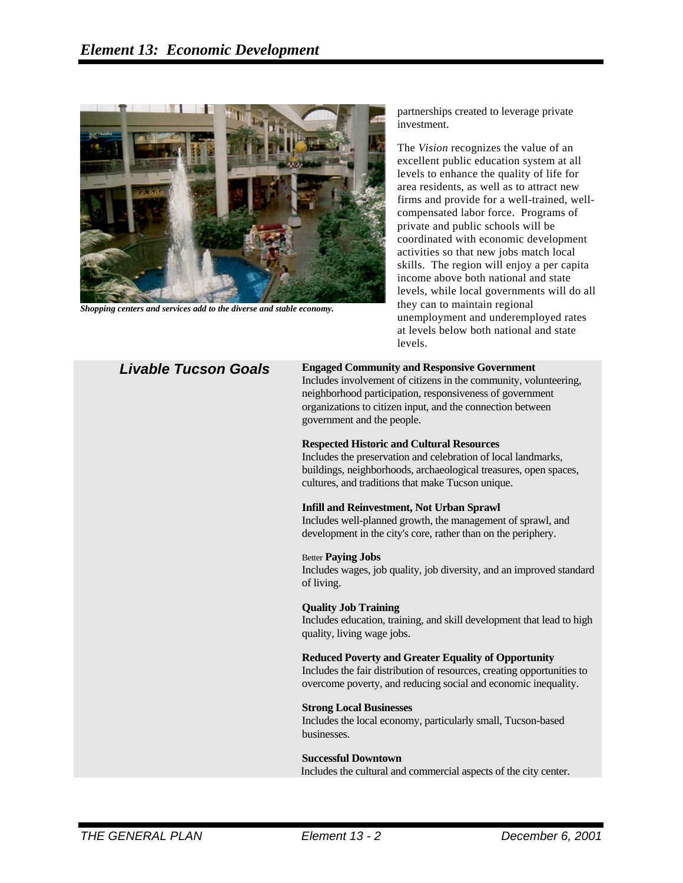*Shopping centers and services add to the diverse and stable economy.*

partnerships created to leverage private investment.

The *Vision* recognizes the value of an excellent public education system at all levels to enhance the quality of life for area residents, as well as to attract new firms and provide for a well-trained, well-compensated labor force. Programs of private and public schools will be coordinated with economic development activities so that new jobs match local skills. The region will enjoy a per capita income above both national and state levels, while local governments will do all they can to maintain regional unemployment and underemployed rates at levels below both national and state levels.

## Livable Tucson Goals

**Engaged Community and Responsive Government**
Includes involvement of citizens in the community, volunteering, neighborhood participation, responsiveness of government organizations to citizen input, and the connection between government and the people.

**Respected Historic and Cultural Resources**
Includes the preservation and celebration of local landmarks, buildings, neighborhoods, archaeological treasures, open spaces, cultures, and traditions that make Tucson unique.

**Infill and Reinvestment, Not Urban Sprawl**
Includes well-planned growth, the management of sprawl, and development in the city's core, rather than on the periphery.

Better **Paying Jobs**
Includes wages, job quality, job diversity, and an improved standard of living.

**Quality Job Training**
Includes education, training, and skill development that lead to high quality, living wage jobs.

**Reduced Poverty and Greater Equality of Opportunity**
Includes the fair distribution of resources, creating opportunities to overcome poverty, and reducing social and economic inequality.

**Strong Local Businesses**
Includes the local economy, particularly small, Tucson-based businesses.

**Successful Downtown**
Includes the cultural and commercial aspects of the city center.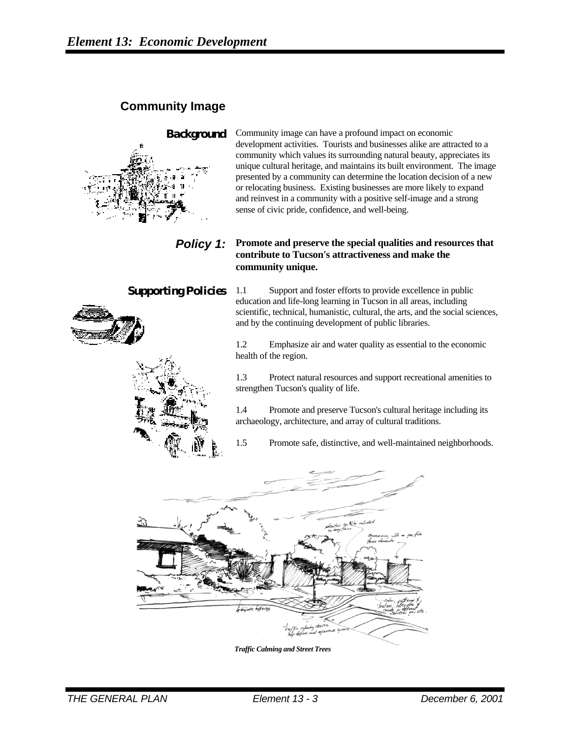## Community Image

**Background**

Community image can have a profound impact on economic development activities. Tourists and businesses alike are attracted to a community which values its surrounding natural beauty, appreciates its unique cultural heritage, and maintains its built environment. The image presented by a community can determine the location decision of a new or relocating business. Existing businesses are more likely to expand and reinvest in a community with a positive self-image and a strong sense of civic pride, confidence, and well-being.

***Policy 1:*** **Promote and preserve the special qualities and resources that contribute to Tucson's attractiveness and make the community unique.**

**Supporting Policies**

1.1 Support and foster efforts to provide excellence in public education and life-long learning in Tucson in all areas, including scientific, technical, humanistic, cultural, the arts, and the social sciences, and by the continuing development of public libraries.

1.2 Emphasize air and water quality as essential to the economic health of the region.

1.3 Protect natural resources and support recreational amenities to strengthen Tucson's quality of life.

1.4 Promote and preserve Tucson's cultural heritage including its archaeology, architecture, and array of cultural traditions.

1.5 Promote safe, distinctive, and well-maintained neighborhoods.

***Traffic Calming and Street Trees***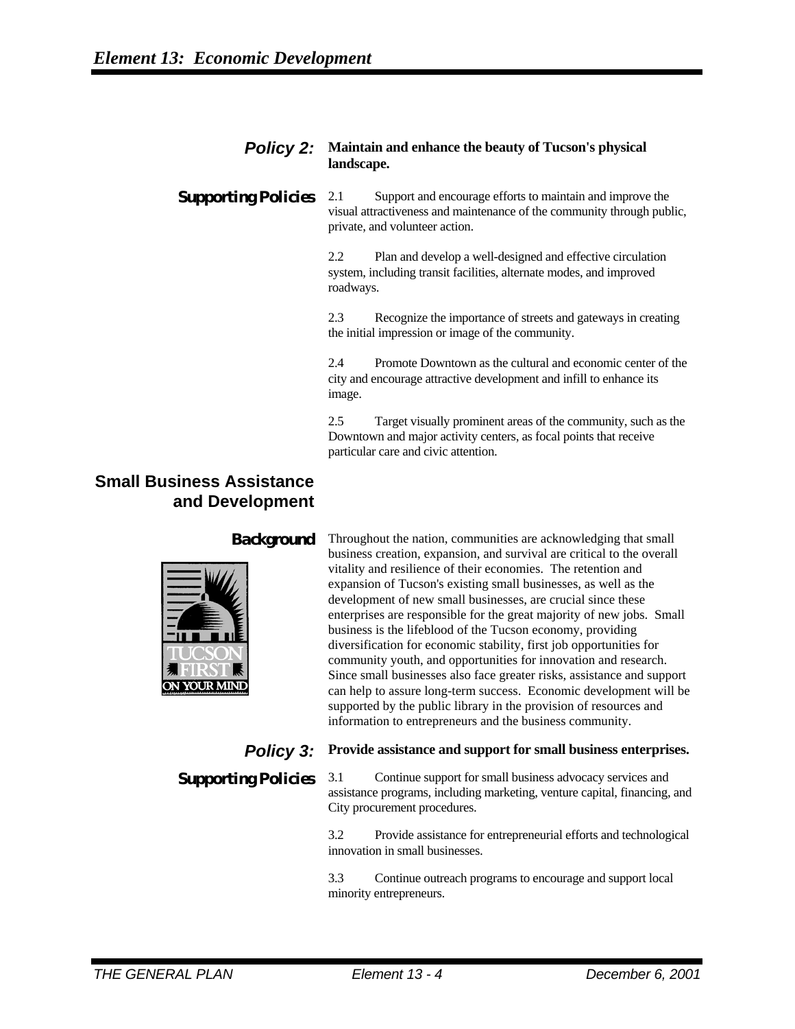**Policy 2:** **Maintain and enhance the beauty of Tucson's physical landscape.**

**Supporting Policies**

2.1 Support and encourage efforts to maintain and improve the visual attractiveness and maintenance of the community through public, private, and volunteer action.

2.2 Plan and develop a well-designed and effective circulation system, including transit facilities, alternate modes, and improved roadways.

2.3 Recognize the importance of streets and gateways in creating the initial impression or image of the community.

2.4 Promote Downtown as the cultural and economic center of the city and encourage attractive development and infill to enhance its image.

2.5 Target visually prominent areas of the community, such as the Downtown and major activity centers, as focal points that receive particular care and civic attention.

## Small Business Assistance and Development

**Background**

Throughout the nation, communities are acknowledging that small business creation, expansion, and survival are critical to the overall vitality and resilience of their economies. The retention and expansion of Tucson's existing small businesses, as well as the development of new small businesses, are crucial since these enterprises are responsible for the great majority of new jobs. Small business is the lifeblood of the Tucson economy, providing diversification for economic stability, first job opportunities for community youth, and opportunities for innovation and research. Since small businesses also face greater risks, assistance and support can help to assure long-term success. Economic development will be supported by the public library in the provision of resources and information to entrepreneurs and the business community.

**Policy 3:** **Provide assistance and support for small business enterprises.**

**Supporting Policies**

3.1 Continue support for small business advocacy services and assistance programs, including marketing, venture capital, financing, and City procurement procedures.

3.2 Provide assistance for entrepreneurial efforts and technological innovation in small businesses.

3.3 Continue outreach programs to encourage and support local minority entrepreneurs.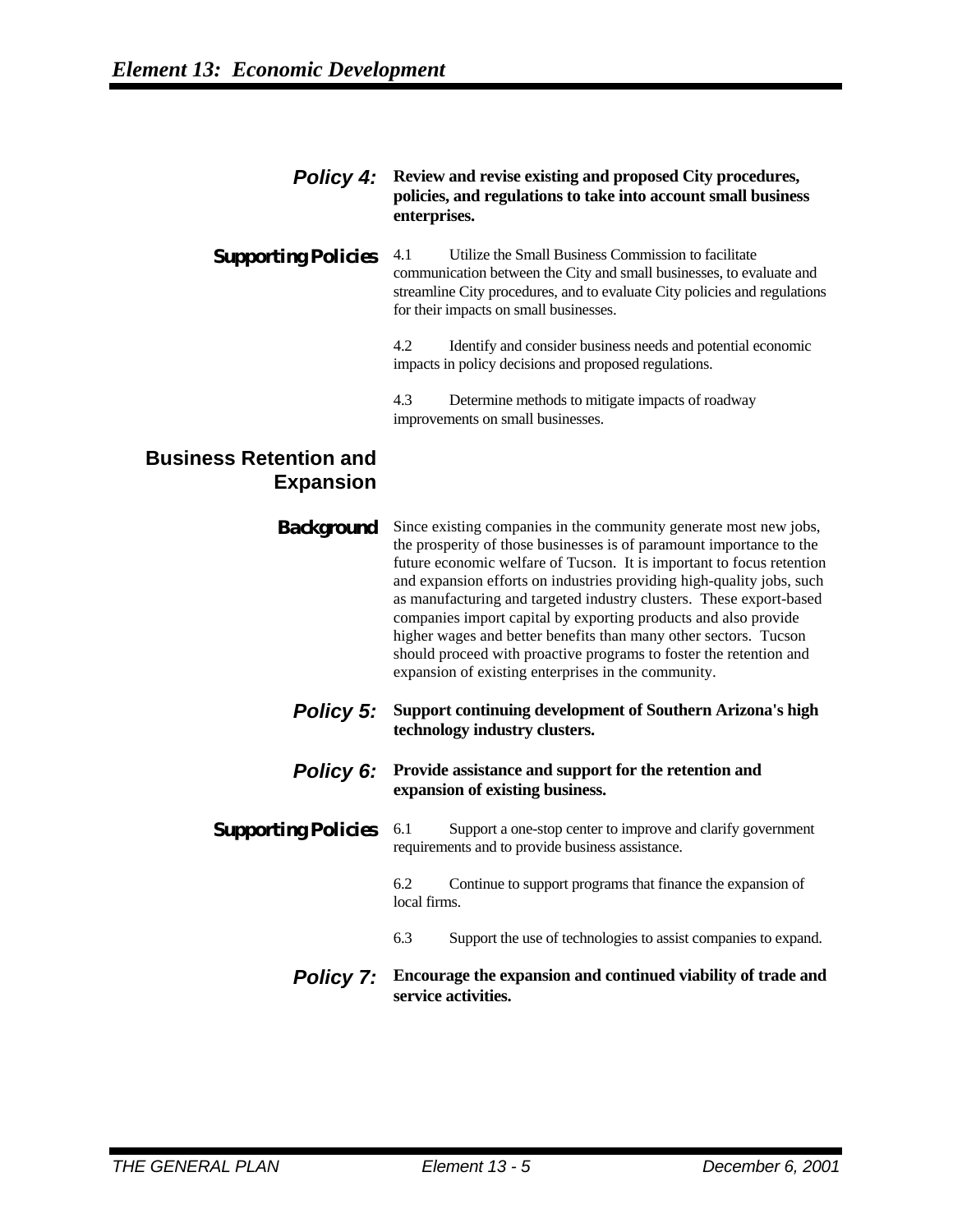**Policy 4:** **Review and revise existing and proposed City procedures, policies, and regulations to take into account small business enterprises.**

**Supporting Policies**

4.1 Utilize the Small Business Commission to facilitate communication between the City and small businesses, to evaluate and streamline City procedures, and to evaluate City policies and regulations for their impacts on small businesses.

4.2 Identify and consider business needs and potential economic impacts in policy decisions and proposed regulations.

4.3 Determine methods to mitigate impacts of roadway improvements on small businesses.

## Business Retention and Expansion

**Background**

Since existing companies in the community generate most new jobs, the prosperity of those businesses is of paramount importance to the future economic welfare of Tucson. It is important to focus retention and expansion efforts on industries providing high-quality jobs, such as manufacturing and targeted industry clusters. These export-based companies import capital by exporting products and also provide higher wages and better benefits than many other sectors. Tucson should proceed with proactive programs to foster the retention and expansion of existing enterprises in the community.

**Policy 5:** **Support continuing development of Southern Arizona's high technology industry clusters.**

**Policy 6:** **Provide assistance and support for the retention and expansion of existing business.**

**Supporting Policies**

6.1 Support a one-stop center to improve and clarify government requirements and to provide business assistance.

6.2 Continue to support programs that finance the expansion of local firms.

6.3 Support the use of technologies to assist companies to expand.

**Policy 7:** **Encourage the expansion and continued viability of trade and service activities.**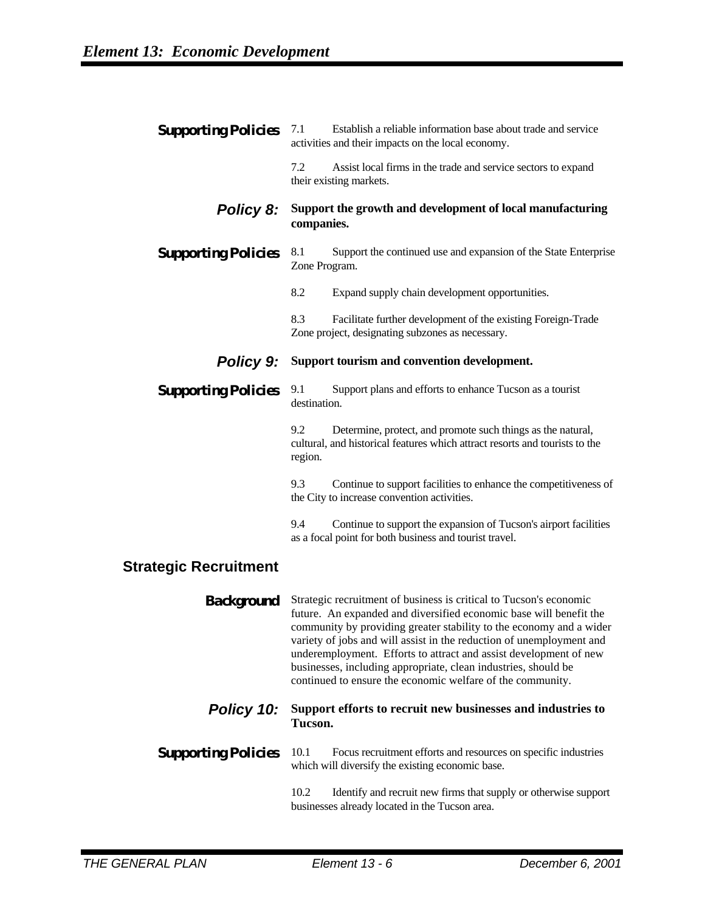**Supporting Policies**

7.1 Establish a reliable information base about trade and service activities and their impacts on the local economy.

7.2 Assist local firms in the trade and service sectors to expand their existing markets.

***Policy 8:*** **Support the growth and development of local manufacturing companies.**

**Supporting Policies**

8.1 Support the continued use and expansion of the State Enterprise Zone Program.

8.2 Expand supply chain development opportunities.

8.3 Facilitate further development of the existing Foreign-Trade Zone project, designating subzones as necessary.

***Policy 9:*** **Support tourism and convention development.**

**Supporting Policies**

9.1 Support plans and efforts to enhance Tucson as a tourist destination.

9.2 Determine, protect, and promote such things as the natural, cultural, and historical features which attract resorts and tourists to the region.

9.3 Continue to support facilities to enhance the competitiveness of the City to increase convention activities.

9.4 Continue to support the expansion of Tucson's airport facilities as a focal point for both business and tourist travel.

## Strategic Recruitment

**Background**

Strategic recruitment of business is critical to Tucson's economic future. An expanded and diversified economic base will benefit the community by providing greater stability to the economy and a wider variety of jobs and will assist in the reduction of unemployment and underemployment. Efforts to attract and assist development of new businesses, including appropriate, clean industries, should be continued to ensure the economic welfare of the community.

***Policy 10:*** **Support efforts to recruit new businesses and industries to Tucson.**

**Supporting Policies**

10.1 Focus recruitment efforts and resources on specific industries which will diversify the existing economic base.

10.2 Identify and recruit new firms that supply or otherwise support businesses already located in the Tucson area.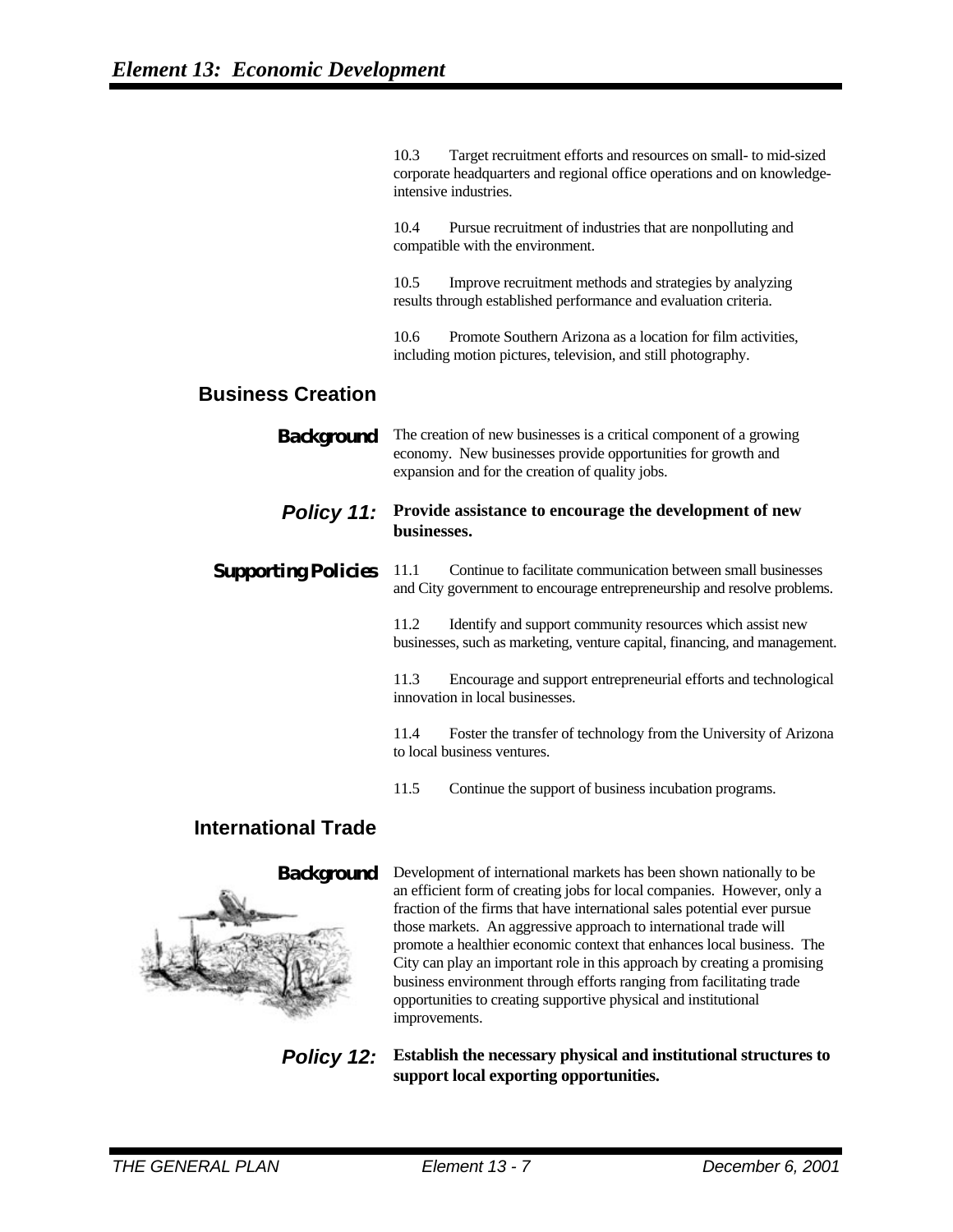10.3 Target recruitment efforts and resources on small- to mid-sized corporate headquarters and regional office operations and on knowledge-intensive industries.

10.4 Pursue recruitment of industries that are nonpolluting and compatible with the environment.

10.5 Improve recruitment methods and strategies by analyzing results through established performance and evaluation criteria.

10.6 Promote Southern Arizona as a location for film activities, including motion pictures, television, and still photography.

## Business Creation

**Background**

The creation of new businesses is a critical component of a growing economy. New businesses provide opportunities for growth and expansion and for the creation of quality jobs.

***Policy 11:*** **Provide assistance to encourage the development of new businesses.**

**Supporting Policies**

11.1 Continue to facilitate communication between small businesses and City government to encourage entrepreneurship and resolve problems.

11.2 Identify and support community resources which assist new businesses, such as marketing, venture capital, financing, and management.

11.3 Encourage and support entrepreneurial efforts and technological innovation in local businesses.

11.4 Foster the transfer of technology from the University of Arizona to local business ventures.

11.5 Continue the support of business incubation programs.

## International Trade

**Background**

Development of international markets has been shown nationally to be an efficient form of creating jobs for local companies. However, only a fraction of the firms that have international sales potential ever pursue those markets. An aggressive approach to international trade will promote a healthier economic context that enhances local business. The City can play an important role in this approach by creating a promising business environment through efforts ranging from facilitating trade opportunities to creating supportive physical and institutional improvements.

***Policy 12:*** **Establish the necessary physical and institutional structures to support local exporting opportunities.**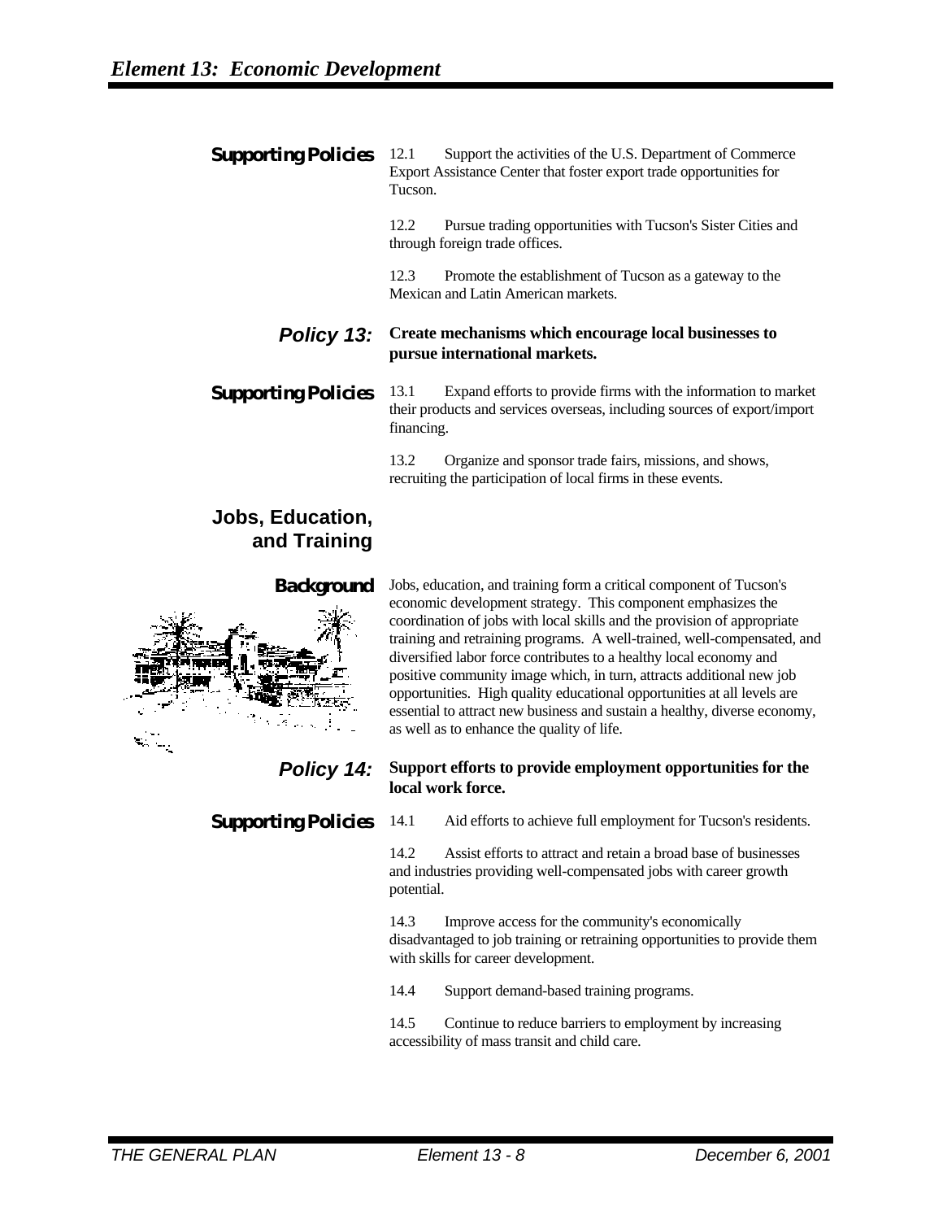**Supporting Policies**

12.1 Support the activities of the U.S. Department of Commerce Export Assistance Center that foster export trade opportunities for Tucson.

12.2 Pursue trading opportunities with Tucson's Sister Cities and through foreign trade offices.

12.3 Promote the establishment of Tucson as a gateway to the Mexican and Latin American markets.

***Policy 13:*** **Create mechanisms which encourage local businesses to pursue international markets.**

**Supporting Policies**

13.1 Expand efforts to provide firms with the information to market their products and services overseas, including sources of export/import financing.

13.2 Organize and sponsor trade fairs, missions, and shows, recruiting the participation of local firms in these events.

## Jobs, Education, and Training

**Background**

Jobs, education, and training form a critical component of Tucson's economic development strategy. This component emphasizes the coordination of jobs with local skills and the provision of appropriate training and retraining programs. A well-trained, well-compensated, and diversified labor force contributes to a healthy local economy and positive community image which, in turn, attracts additional new job opportunities. High quality educational opportunities at all levels are essential to attract new business and sustain a healthy, diverse economy, as well as to enhance the quality of life.

***Policy 14:*** **Support efforts to provide employment opportunities for the local work force.**

**Supporting Policies**

14.1 Aid efforts to achieve full employment for Tucson's residents.

14.2 Assist efforts to attract and retain a broad base of businesses and industries providing well-compensated jobs with career growth potential.

14.3 Improve access for the community's economically disadvantaged to job training or retraining opportunities to provide them with skills for career development.

14.4 Support demand-based training programs.

14.5 Continue to reduce barriers to employment by increasing accessibility of mass transit and child care.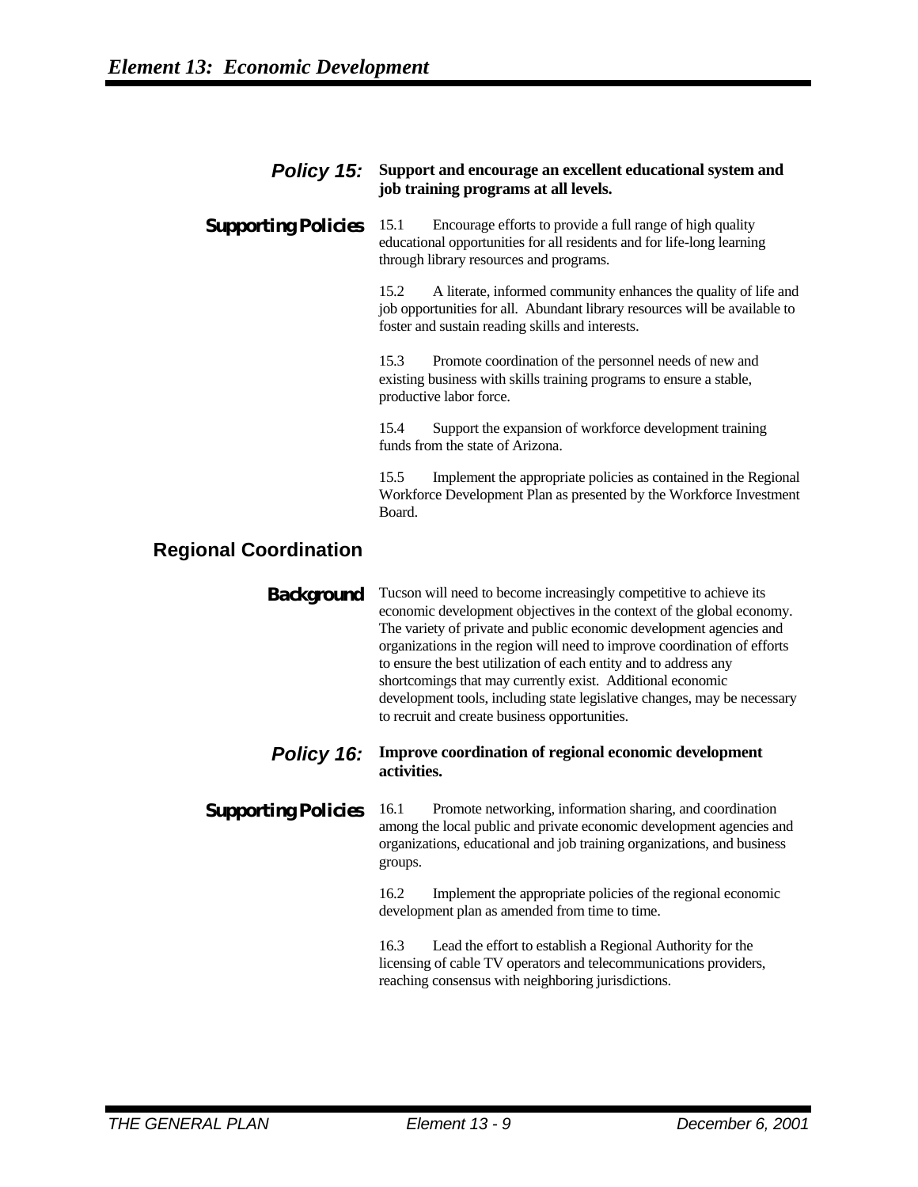**Policy 15:** **Support and encourage an excellent educational system and job training programs at all levels.**

**Supporting Policies**

15.1 Encourage efforts to provide a full range of high quality educational opportunities for all residents and for life-long learning through library resources and programs.

15.2 A literate, informed community enhances the quality of life and job opportunities for all. Abundant library resources will be available to foster and sustain reading skills and interests.

15.3 Promote coordination of the personnel needs of new and existing business with skills training programs to ensure a stable, productive labor force.

15.4 Support the expansion of workforce development training funds from the state of Arizona.

15.5 Implement the appropriate policies as contained in the Regional Workforce Development Plan as presented by the Workforce Investment Board.

## Regional Coordination

**Background**

Tucson will need to become increasingly competitive to achieve its economic development objectives in the context of the global economy. The variety of private and public economic development agencies and organizations in the region will need to improve coordination of efforts to ensure the best utilization of each entity and to address any shortcomings that may currently exist. Additional economic development tools, including state legislative changes, may be necessary to recruit and create business opportunities.

**Policy 16:** **Improve coordination of regional economic development activities.**

**Supporting Policies**

16.1 Promote networking, information sharing, and coordination among the local public and private economic development agencies and organizations, educational and job training organizations, and business groups.

16.2 Implement the appropriate policies of the regional economic development plan as amended from time to time.

16.3 Lead the effort to establish a Regional Authority for the licensing of cable TV operators and telecommunications providers, reaching consensus with neighboring jurisdictions.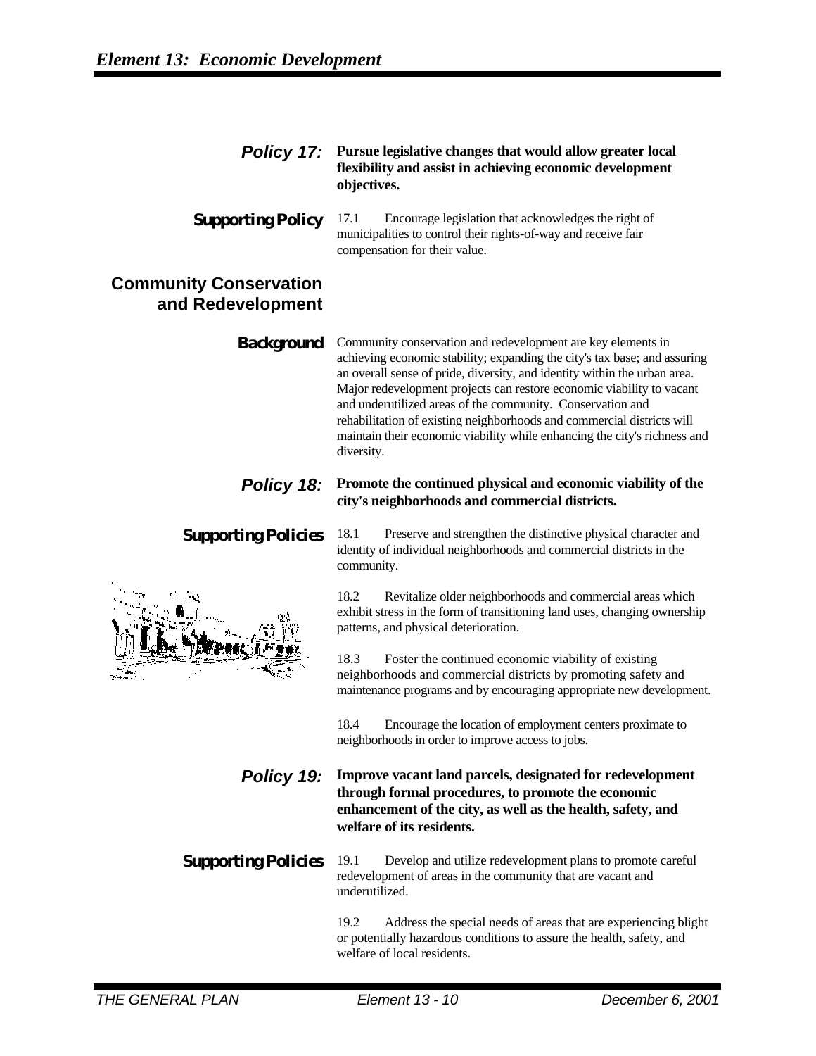**Policy 17:** **Pursue legislative changes that would allow greater local flexibility and assist in achieving economic development objectives.**

**Supporting Policy**

17.1 Encourage legislation that acknowledges the right of municipalities to control their rights-of-way and receive fair compensation for their value.

## Community Conservation and Redevelopment

**Background**

Community conservation and redevelopment are key elements in achieving economic stability; expanding the city's tax base; and assuring an overall sense of pride, diversity, and identity within the urban area. Major redevelopment projects can restore economic viability to vacant and underutilized areas of the community. Conservation and rehabilitation of existing neighborhoods and commercial districts will maintain their economic viability while enhancing the city's richness and diversity.

**Policy 18:** **Promote the continued physical and economic viability of the city's neighborhoods and commercial districts.**

**Supporting Policies**

18.1 Preserve and strengthen the distinctive physical character and identity of individual neighborhoods and commercial districts in the community.

18.2 Revitalize older neighborhoods and commercial areas which exhibit stress in the form of transitioning land uses, changing ownership patterns, and physical deterioration.

18.3 Foster the continued economic viability of existing neighborhoods and commercial districts by promoting safety and maintenance programs and by encouraging appropriate new development.

18.4 Encourage the location of employment centers proximate to neighborhoods in order to improve access to jobs.

**Policy 19:** **Improve vacant land parcels, designated for redevelopment through formal procedures, to promote the economic enhancement of the city, as well as the health, safety, and welfare of its residents.**

**Supporting Policies**

19.1 Develop and utilize redevelopment plans to promote careful redevelopment of areas in the community that are vacant and underutilized.

19.2 Address the special needs of areas that are experiencing blight or potentially hazardous conditions to assure the health, safety, and welfare of local residents.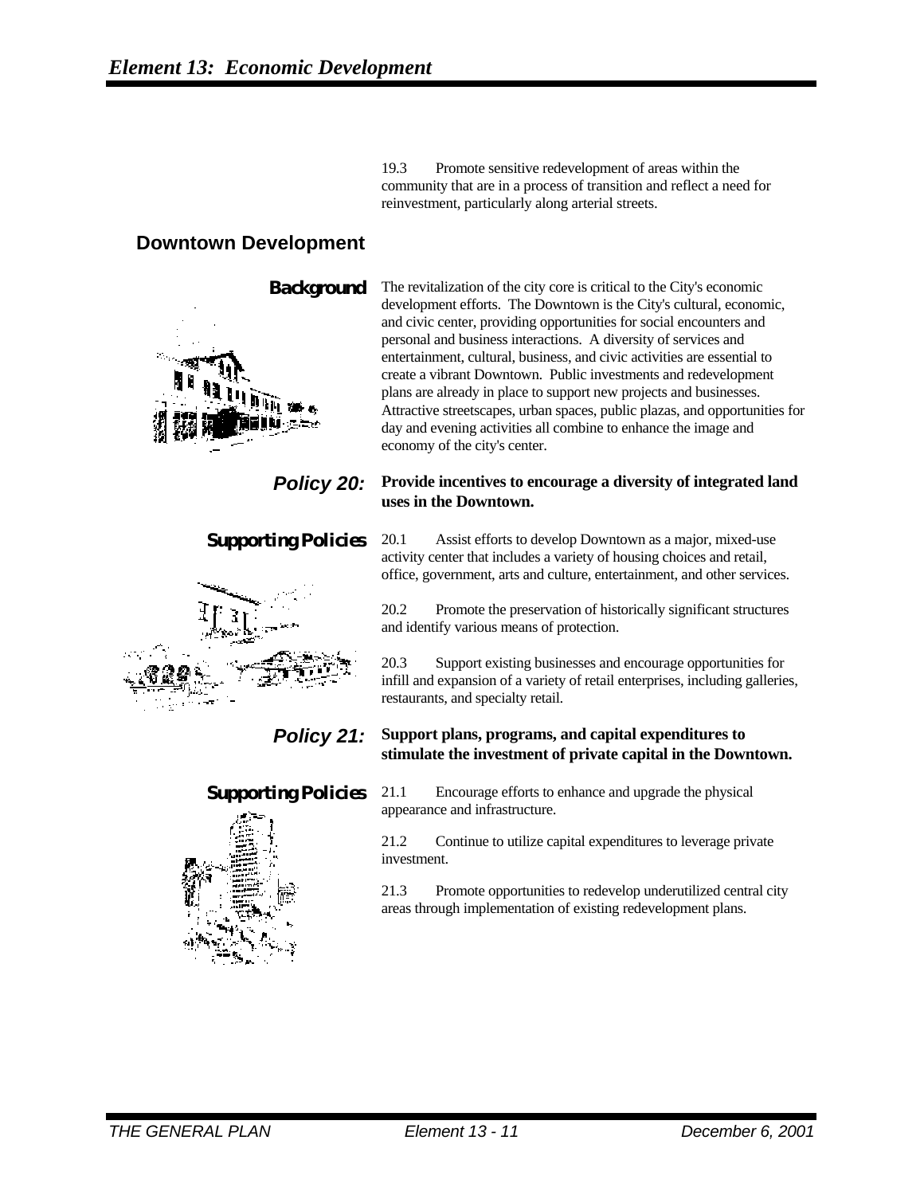19.3 Promote sensitive redevelopment of areas within the community that are in a process of transition and reflect a need for reinvestment, particularly along arterial streets.

## Downtown Development

**Background**

The revitalization of the city core is critical to the City's economic development efforts. The Downtown is the City's cultural, economic, and civic center, providing opportunities for social encounters and personal and business interactions. A diversity of services and entertainment, cultural, business, and civic activities are essential to create a vibrant Downtown. Public investments and redevelopment plans are already in place to support new projects and businesses. Attractive streetscapes, urban spaces, public plazas, and opportunities for day and evening activities all combine to enhance the image and economy of the city's center.

***Policy 20:*** **Provide incentives to encourage a diversity of integrated land uses in the Downtown.**

**Supporting Policies**

20.1 Assist efforts to develop Downtown as a major, mixed-use activity center that includes a variety of housing choices and retail, office, government, arts and culture, entertainment, and other services.

20.2 Promote the preservation of historically significant structures and identify various means of protection.

20.3 Support existing businesses and encourage opportunities for infill and expansion of a variety of retail enterprises, including galleries, restaurants, and specialty retail.

***Policy 21:*** **Support plans, programs, and capital expenditures to stimulate the investment of private capital in the Downtown.**

**Supporting Policies**

21.1 Encourage efforts to enhance and upgrade the physical appearance and infrastructure.

21.2 Continue to utilize capital expenditures to leverage private investment.

21.3 Promote opportunities to redevelop underutilized central city areas through implementation of existing redevelopment plans.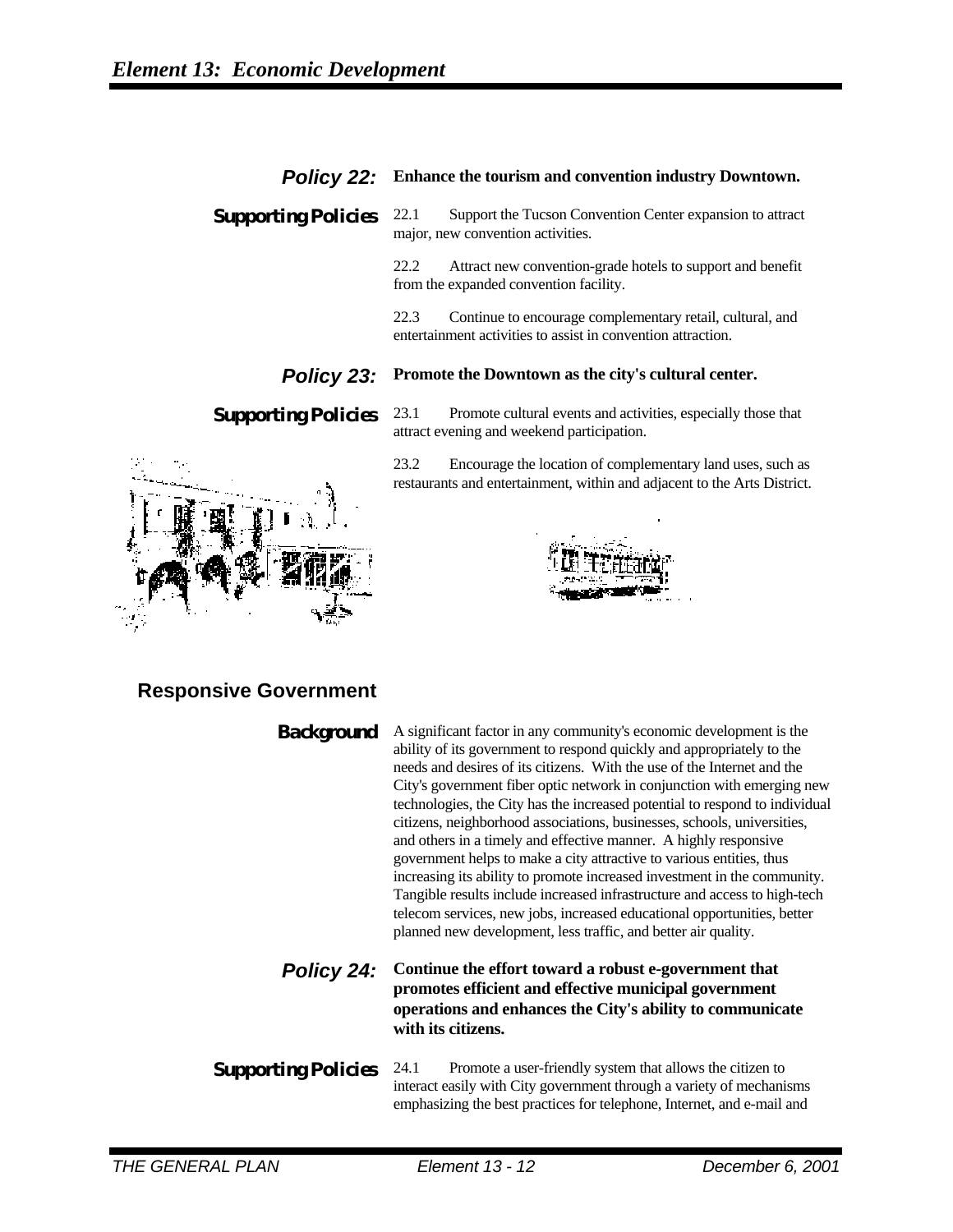**Policy 22:** **Enhance the tourism and convention industry Downtown.**

**Supporting Policies**

22.1 Support the Tucson Convention Center expansion to attract major, new convention activities.

22.2 Attract new convention-grade hotels to support and benefit from the expanded convention facility.

22.3 Continue to encourage complementary retail, cultural, and entertainment activities to assist in convention attraction.

**Policy 23:** **Promote the Downtown as the city's cultural center.**

**Supporting Policies**

23.1 Promote cultural events and activities, especially those that attract evening and weekend participation.

23.2 Encourage the location of complementary land uses, such as restaurants and entertainment, within and adjacent to the Arts District.

## Responsive Government

**Background**

A significant factor in any community's economic development is the ability of its government to respond quickly and appropriately to the needs and desires of its citizens. With the use of the Internet and the City's government fiber optic network in conjunction with emerging new technologies, the City has the increased potential to respond to individual citizens, neighborhood associations, businesses, schools, universities, and others in a timely and effective manner. A highly responsive government helps to make a city attractive to various entities, thus increasing its ability to promote increased investment in the community. Tangible results include increased infrastructure and access to high-tech telecom services, new jobs, increased educational opportunities, better planned new development, less traffic, and better air quality.

**Policy 24:** **Continue the effort toward a robust e-government that promotes efficient and effective municipal government operations and enhances the City's ability to communicate with its citizens.**

**Supporting Policies**

24.1 Promote a user-friendly system that allows the citizen to interact easily with City government through a variety of mechanisms emphasizing the best practices for telephone, Internet, and e-mail and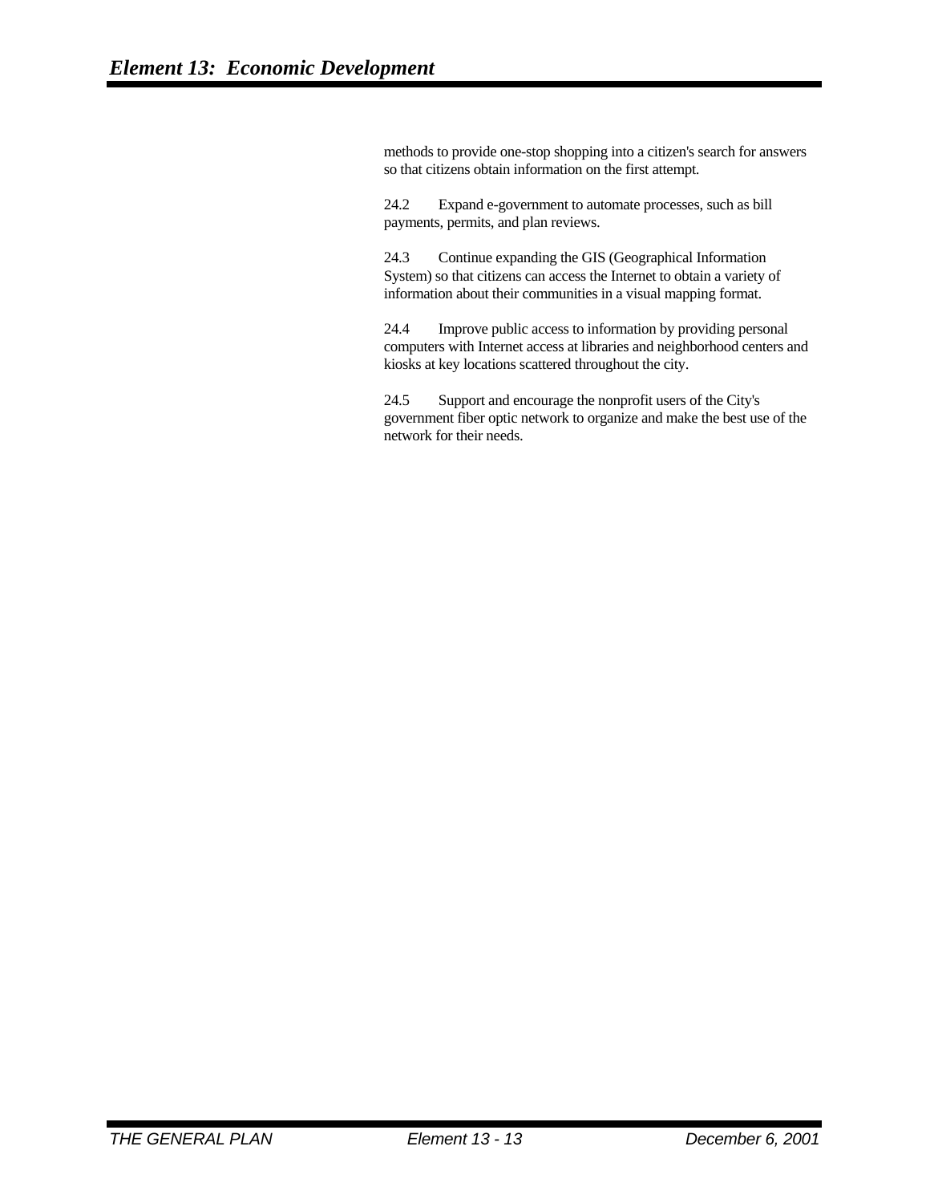methods to provide one-stop shopping into a citizen's search for answers so that citizens obtain information on the first attempt.

24.2 Expand e-government to automate processes, such as bill payments, permits, and plan reviews.

24.3 Continue expanding the GIS (Geographical Information System) so that citizens can access the Internet to obtain a variety of information about their communities in a visual mapping format.

24.4 Improve public access to information by providing personal computers with Internet access at libraries and neighborhood centers and kiosks at key locations scattered throughout the city.

24.5 Support and encourage the nonprofit users of the City's government fiber optic network to organize and make the best use of the network for their needs.